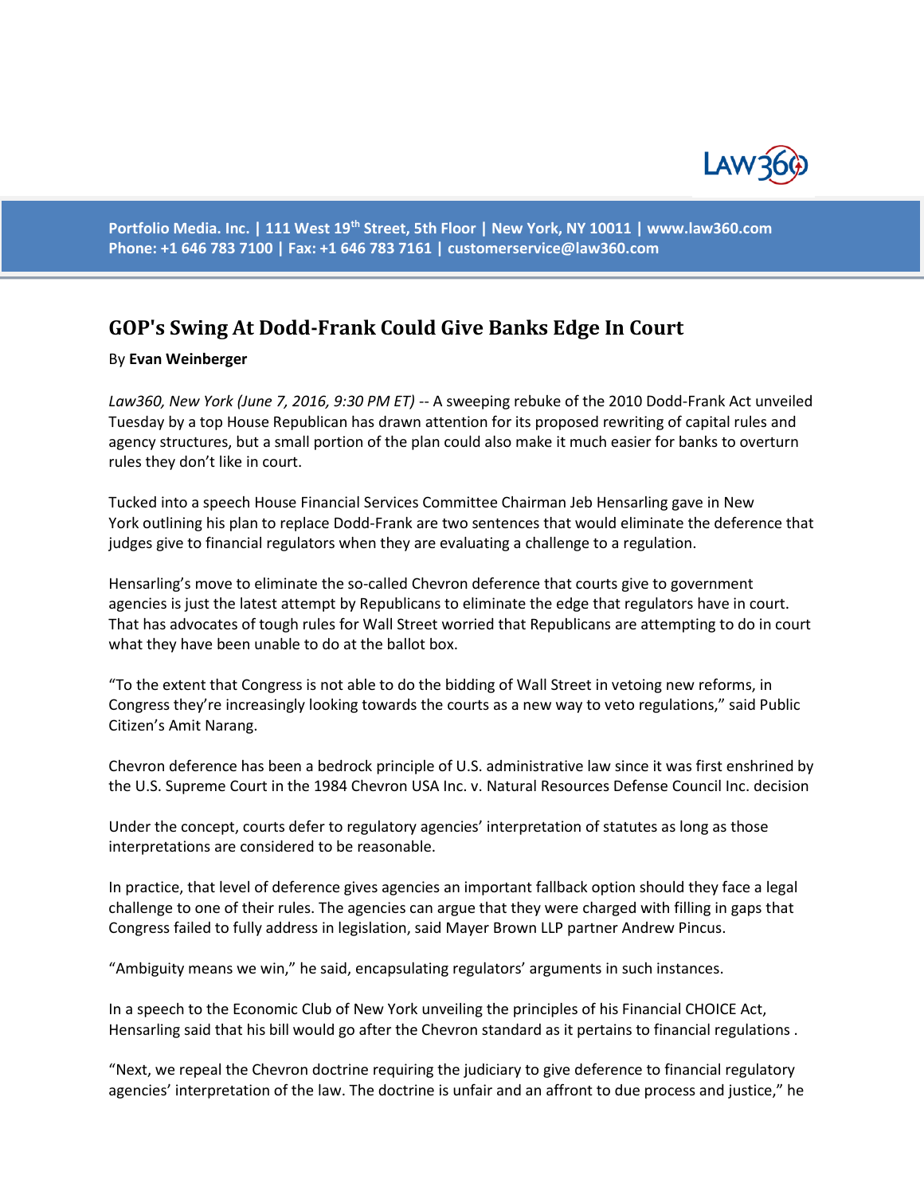Portfolio Media. Inc. | 111 West 19th Street, 5th Floor | New York, NY 10011 | www.law360.com
Phone: +1 646 783 7100 | Fax: +1 646 783 7161 | customerservice@law360.com

# GOP's Swing At Dodd-Frank Could Give Banks Edge In Court

By **Evan Weinberger**

*Law360, New York (June 7, 2016, 9:30 PM ET)* -- A sweeping rebuke of the 2010 Dodd-Frank Act unveiled Tuesday by a top House Republican has drawn attention for its proposed rewriting of capital rules and agency structures, but a small portion of the plan could also make it much easier for banks to overturn rules they don't like in court.

Tucked into a speech House Financial Services Committee Chairman Jeb Hensarling gave in New York outlining his plan to replace Dodd-Frank are two sentences that would eliminate the deference that judges give to financial regulators when they are evaluating a challenge to a regulation.

Hensarling's move to eliminate the so-called Chevron deference that courts give to government agencies is just the latest attempt by Republicans to eliminate the edge that regulators have in court. That has advocates of tough rules for Wall Street worried that Republicans are attempting to do in court what they have been unable to do at the ballot box.

"To the extent that Congress is not able to do the bidding of Wall Street in vetoing new reforms, in Congress they're increasingly looking towards the courts as a new way to veto regulations," said Public Citizen's Amit Narang.

Chevron deference has been a bedrock principle of U.S. administrative law since it was first enshrined by the U.S. Supreme Court in the 1984 Chevron USA Inc. v. Natural Resources Defense Council Inc. decision

Under the concept, courts defer to regulatory agencies' interpretation of statutes as long as those interpretations are considered to be reasonable.

In practice, that level of deference gives agencies an important fallback option should they face a legal challenge to one of their rules. The agencies can argue that they were charged with filling in gaps that Congress failed to fully address in legislation, said Mayer Brown LLP partner Andrew Pincus.

"Ambiguity means we win," he said, encapsulating regulators' arguments in such instances.

In a speech to the Economic Club of New York unveiling the principles of his Financial CHOICE Act, Hensarling said that his bill would go after the Chevron standard as it pertains to financial regulations .

"Next, we repeal the Chevron doctrine requiring the judiciary to give deference to financial regulatory agencies' interpretation of the law. The doctrine is unfair and an affront to due process and justice," he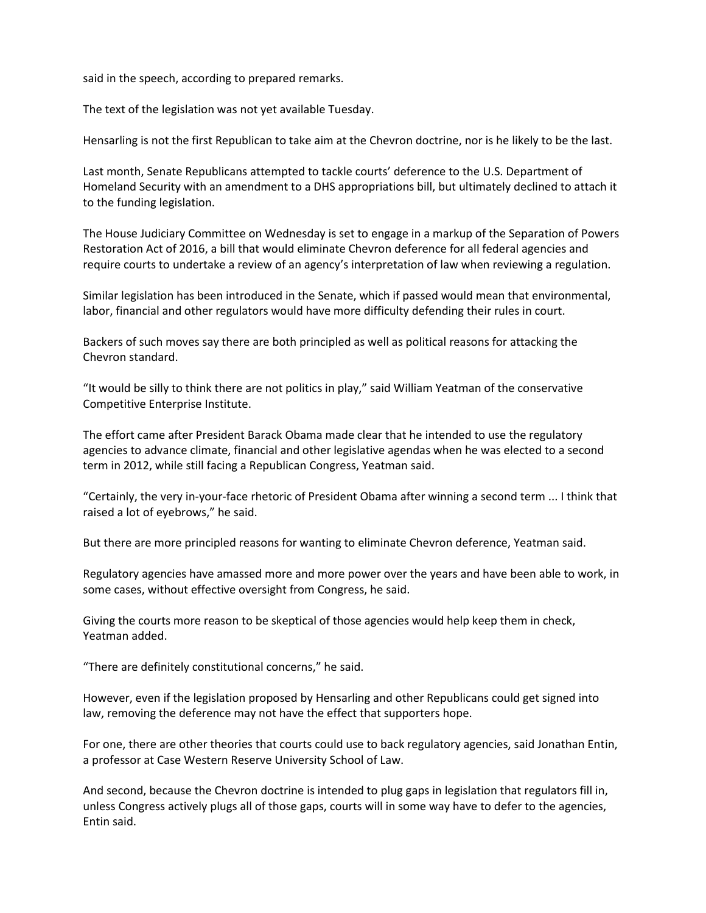said in the speech, according to prepared remarks.

The text of the legislation was not yet available Tuesday.

Hensarling is not the first Republican to take aim at the Chevron doctrine, nor is he likely to be the last.

Last month, Senate Republicans attempted to tackle courts' deference to the U.S. Department of Homeland Security with an amendment to a DHS appropriations bill, but ultimately declined to attach it to the funding legislation.

The House Judiciary Committee on Wednesday is set to engage in a markup of the Separation of Powers Restoration Act of 2016, a bill that would eliminate Chevron deference for all federal agencies and require courts to undertake a review of an agency's interpretation of law when reviewing a regulation.

Similar legislation has been introduced in the Senate, which if passed would mean that environmental, labor, financial and other regulators would have more difficulty defending their rules in court.

Backers of such moves say there are both principled as well as political reasons for attacking the Chevron standard.

"It would be silly to think there are not politics in play," said William Yeatman of the conservative Competitive Enterprise Institute.

The effort came after President Barack Obama made clear that he intended to use the regulatory agencies to advance climate, financial and other legislative agendas when he was elected to a second term in 2012, while still facing a Republican Congress, Yeatman said.

"Certainly, the very in-your-face rhetoric of President Obama after winning a second term ... I think that raised a lot of eyebrows," he said.

But there are more principled reasons for wanting to eliminate Chevron deference, Yeatman said.

Regulatory agencies have amassed more and more power over the years and have been able to work, in some cases, without effective oversight from Congress, he said.

Giving the courts more reason to be skeptical of those agencies would help keep them in check, Yeatman added.

"There are definitely constitutional concerns," he said.

However, even if the legislation proposed by Hensarling and other Republicans could get signed into law, removing the deference may not have the effect that supporters hope.

For one, there are other theories that courts could use to back regulatory agencies, said Jonathan Entin, a professor at Case Western Reserve University School of Law.

And second, because the Chevron doctrine is intended to plug gaps in legislation that regulators fill in, unless Congress actively plugs all of those gaps, courts will in some way have to defer to the agencies, Entin said.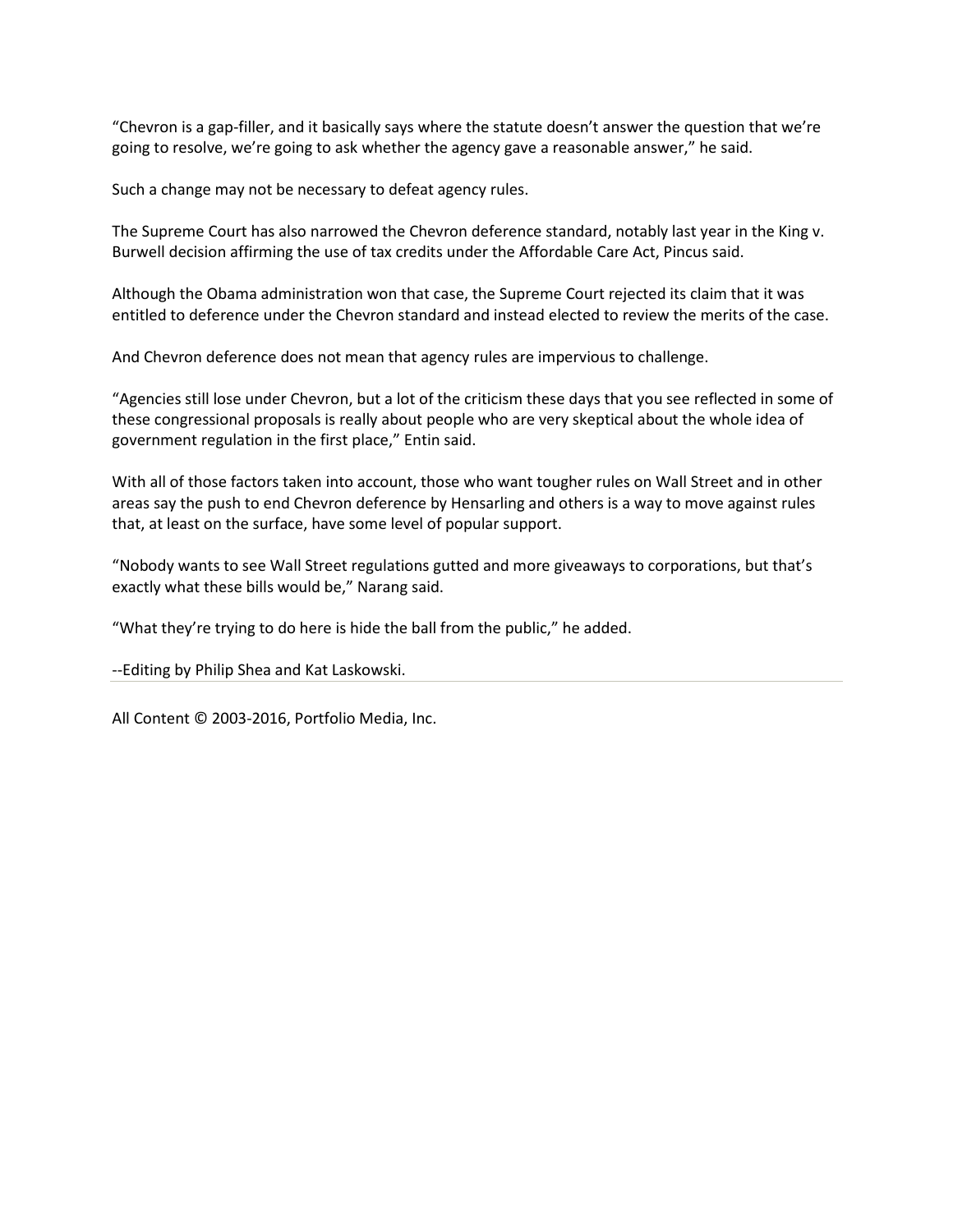"Chevron is a gap-filler, and it basically says where the statute doesn't answer the question that we're going to resolve, we're going to ask whether the agency gave a reasonable answer," he said.

Such a change may not be necessary to defeat agency rules.

The Supreme Court has also narrowed the Chevron deference standard, notably last year in the King v. Burwell decision affirming the use of tax credits under the Affordable Care Act, Pincus said.

Although the Obama administration won that case, the Supreme Court rejected its claim that it was entitled to deference under the Chevron standard and instead elected to review the merits of the case.

And Chevron deference does not mean that agency rules are impervious to challenge.

"Agencies still lose under Chevron, but a lot of the criticism these days that you see reflected in some of these congressional proposals is really about people who are very skeptical about the whole idea of government regulation in the first place," Entin said.

With all of those factors taken into account, those who want tougher rules on Wall Street and in other areas say the push to end Chevron deference by Hensarling and others is a way to move against rules that, at least on the surface, have some level of popular support.

"Nobody wants to see Wall Street regulations gutted and more giveaways to corporations, but that's exactly what these bills would be," Narang said.

"What they're trying to do here is hide the ball from the public," he added.

--Editing by Philip Shea and Kat Laskowski.

---

All Content © 2003-2016, Portfolio Media, Inc.